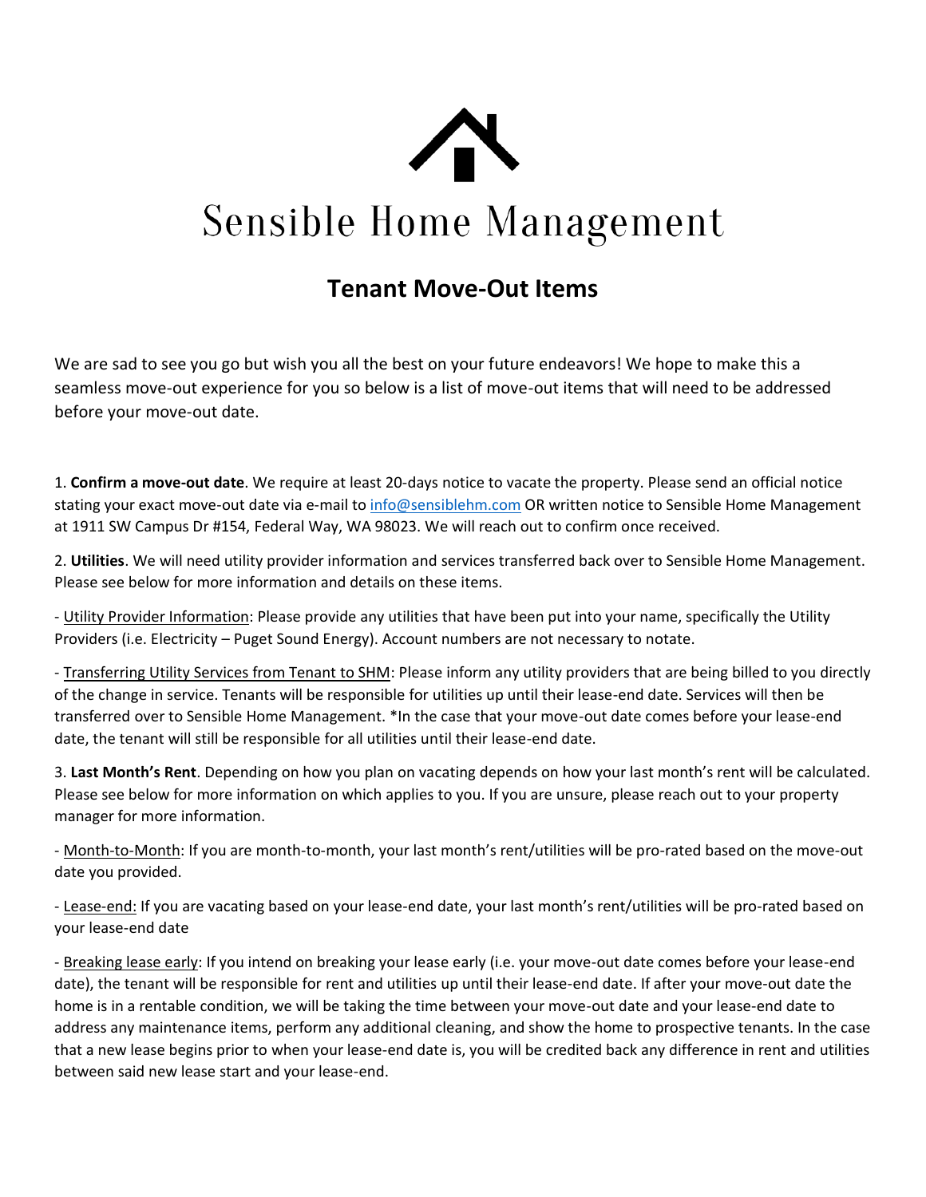# Sensible Home Management

## Tenant Move-Out Items

We are sad to see you go but wish you all the best on your future endeavors! We hope to make this a seamless move-out experience for you so below is a list of move-out items that will need to be addressed before your move-out date.

1. **Confirm a move-out date**. We require at least 20-days notice to vacate the property. Please send an official notice stating your exact move-out date via e-mail to info@sensiblehm.com OR written notice to Sensible Home Management at 1911 SW Campus Dr #154, Federal Way, WA 98023. We will reach out to confirm once received.

2. **Utilities**. We will need utility provider information and services transferred back over to Sensible Home Management. Please see below for more information and details on these items.

- Utility Provider Information: Please provide any utilities that have been put into your name, specifically the Utility Providers (i.e. Electricity – Puget Sound Energy). Account numbers are not necessary to notate.

- Transferring Utility Services from Tenant to SHM: Please inform any utility providers that are being billed to you directly of the change in service. Tenants will be responsible for utilities up until their lease-end date. Services will then be transferred over to Sensible Home Management. *In the case that your move-out date comes before your lease-end date, the tenant will still be responsible for all utilities until their lease-end date.

3. **Last Month's Rent**. Depending on how you plan on vacating depends on how your last month's rent will be calculated. Please see below for more information on which applies to you. If you are unsure, please reach out to your property manager for more information.

- Month-to-Month: If you are month-to-month, your last month's rent/utilities will be pro-rated based on the move-out date you provided.

- Lease-end: If you are vacating based on your lease-end date, your last month's rent/utilities will be pro-rated based on your lease-end date

- Breaking lease early: If you intend on breaking your lease early (i.e. your move-out date comes before your lease-end date), the tenant will be responsible for rent and utilities up until their lease-end date. If after your move-out date the home is in a rentable condition, we will be taking the time between your move-out date and your lease-end date to address any maintenance items, perform any additional cleaning, and show the home to prospective tenants. In the case that a new lease begins prior to when your lease-end date is, you will be credited back any difference in rent and utilities between said new lease start and your lease-end.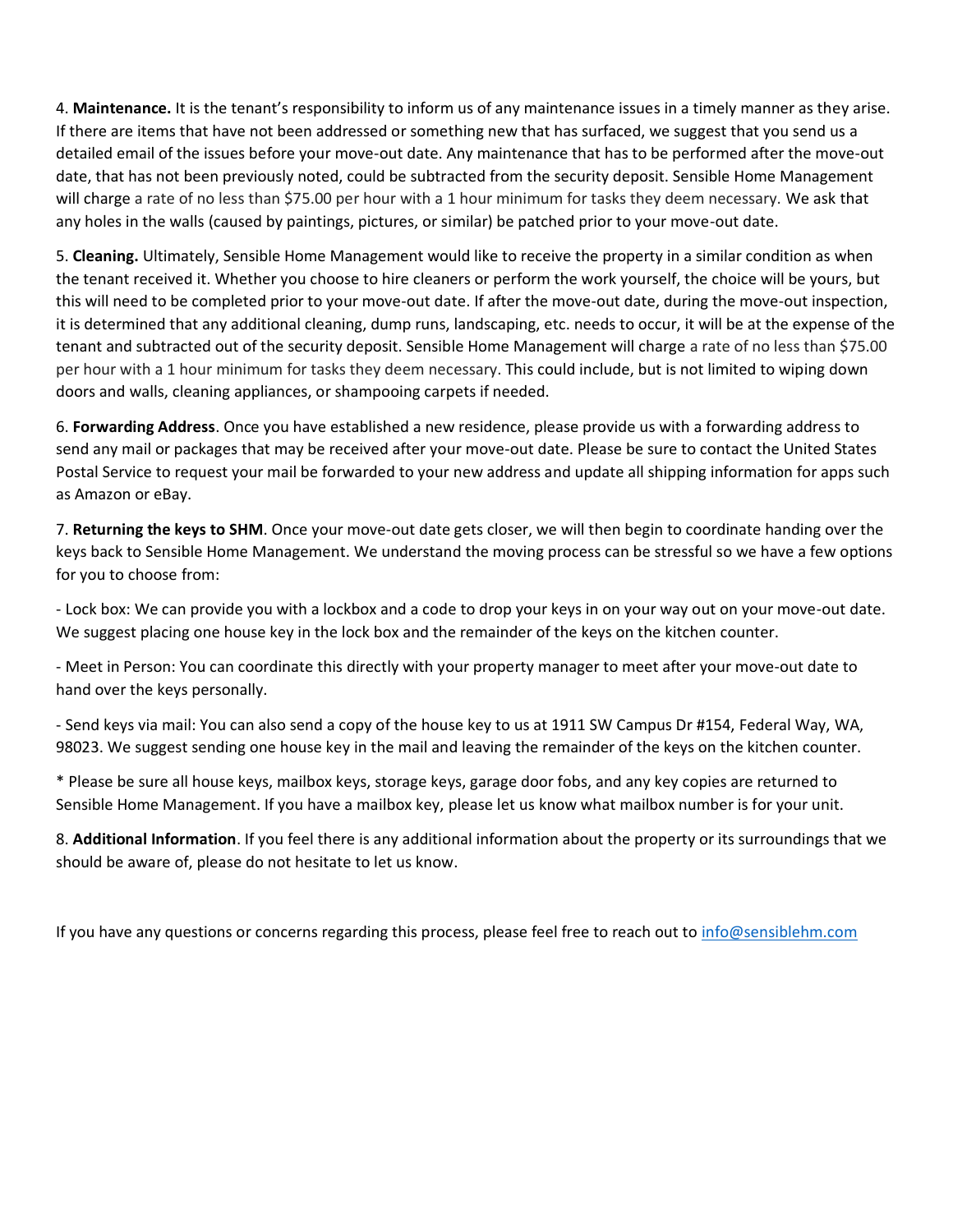4. **Maintenance.** It is the tenant's responsibility to inform us of any maintenance issues in a timely manner as they arise. If there are items that have not been addressed or something new that has surfaced, we suggest that you send us a detailed email of the issues before your move-out date. Any maintenance that has to be performed after the move-out date, that has not been previously noted, could be subtracted from the security deposit. Sensible Home Management will charge a rate of no less than $75.00 per hour with a 1 hour minimum for tasks they deem necessary. We ask that any holes in the walls (caused by paintings, pictures, or similar) be patched prior to your move-out date.

5. **Cleaning.** Ultimately, Sensible Home Management would like to receive the property in a similar condition as when the tenant received it. Whether you choose to hire cleaners or perform the work yourself, the choice will be yours, but this will need to be completed prior to your move-out date. If after the move-out date, during the move-out inspection, it is determined that any additional cleaning, dump runs, landscaping, etc. needs to occur, it will be at the expense of the tenant and subtracted out of the security deposit. Sensible Home Management will charge a rate of no less than $75.00 per hour with a 1 hour minimum for tasks they deem necessary. This could include, but is not limited to wiping down doors and walls, cleaning appliances, or shampooing carpets if needed.

6. **Forwarding Address**. Once you have established a new residence, please provide us with a forwarding address to send any mail or packages that may be received after your move-out date. Please be sure to contact the United States Postal Service to request your mail be forwarded to your new address and update all shipping information for apps such as Amazon or eBay.

7. **Returning the keys to SHM**. Once your move-out date gets closer, we will then begin to coordinate handing over the keys back to Sensible Home Management. We understand the moving process can be stressful so we have a few options for you to choose from:

- Lock box: We can provide you with a lockbox and a code to drop your keys in on your way out on your move-out date. We suggest placing one house key in the lock box and the remainder of the keys on the kitchen counter.

- Meet in Person: You can coordinate this directly with your property manager to meet after your move-out date to hand over the keys personally.

- Send keys via mail: You can also send a copy of the house key to us at 1911 SW Campus Dr #154, Federal Way, WA, 98023. We suggest sending one house key in the mail and leaving the remainder of the keys on the kitchen counter.

* Please be sure all house keys, mailbox keys, storage keys, garage door fobs, and any key copies are returned to Sensible Home Management. If you have a mailbox key, please let us know what mailbox number is for your unit.

8. **Additional Information**. If you feel there is any additional information about the property or its surroundings that we should be aware of, please do not hesitate to let us know.

If you have any questions or concerns regarding this process, please feel free to reach out to info@sensiblehm.com